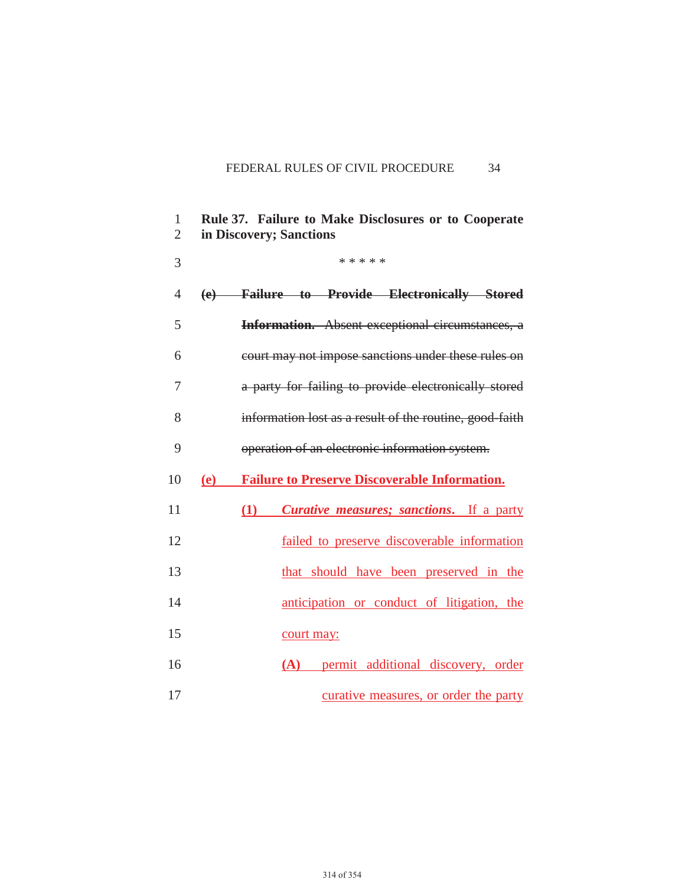**Rule 37. Failure to Make Disclosures or to Cooperate in Discovery; Sanctions**

\* \* \* \* \*

~~**(e) Failure to Provide Electronically Stored Information.** Absent exceptional circumstances, a court may not impose sanctions under these rules on a party for failing to provide electronically stored information lost as a result of the routine, good-faith operation of an electronic information system.~~

<u>**(e) Failure to Preserve Discoverable Information.**</u>

<u>**(1)** ***Curative measures; sanctions.*** If a party failed to preserve discoverable information that should have been preserved in the anticipation or conduct of litigation, the court may:</u>

<u>**(A)** permit additional discovery, order curative measures, or order the party</u>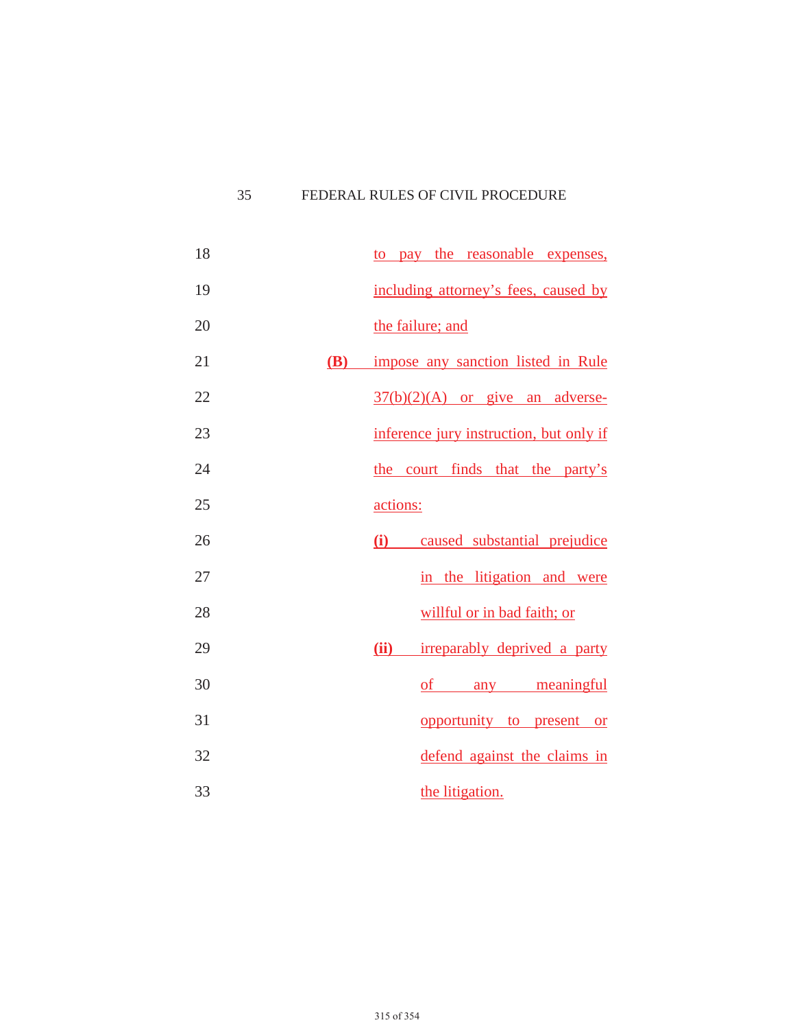to pay the reasonable expenses, including attorney's fees, caused by the failure; and

**(B)** impose any sanction listed in Rule 37(b)(2)(A) or give an adverse-inference jury instruction, but only if the court finds that the party's actions:

**(i)** caused substantial prejudice in the litigation and were willful or in bad faith; or

**(ii)** irreparably deprived a party of any meaningful opportunity to present or defend against the claims in the litigation.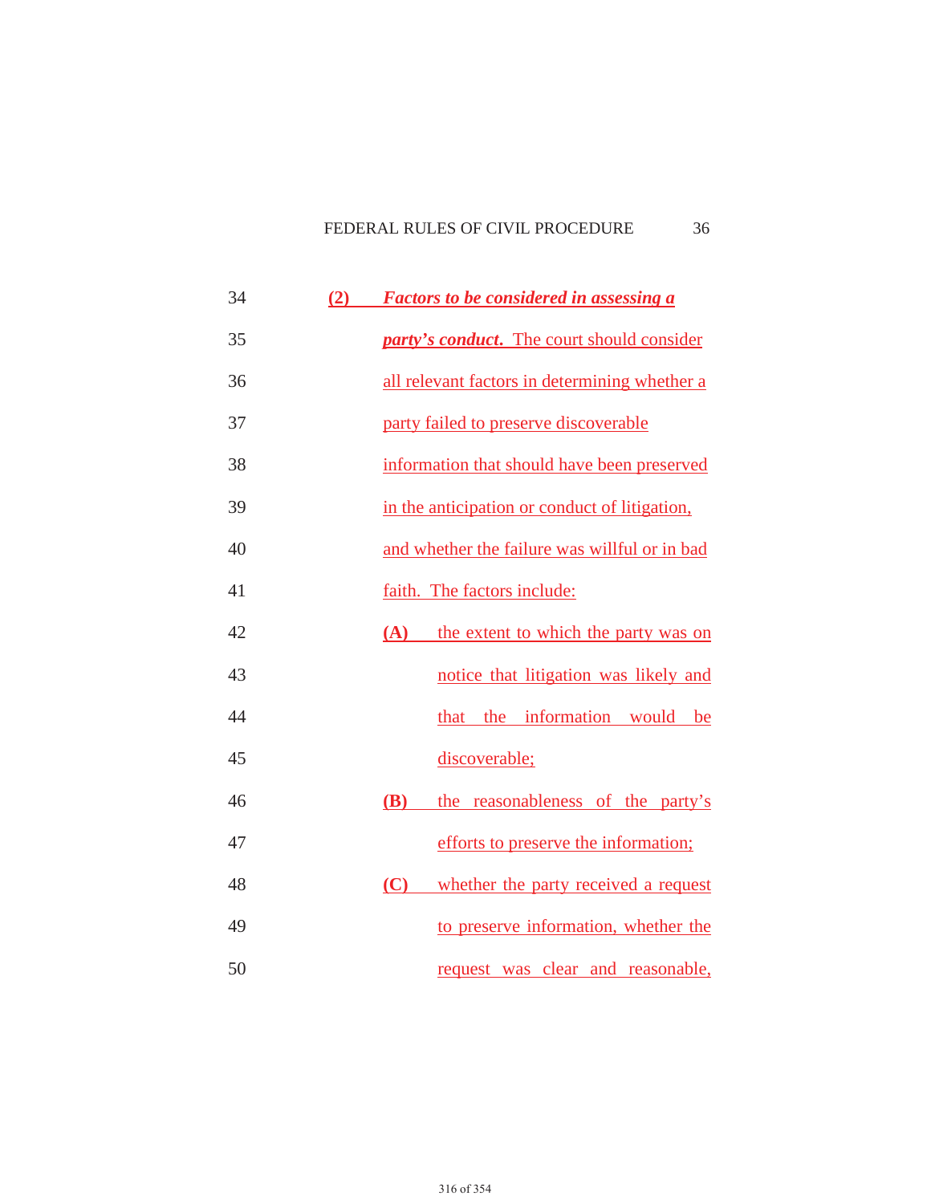(2) ***Factors to be considered in assessing a party's conduct.*** The court should consider all relevant factors in determining whether a party failed to preserve discoverable information that should have been preserved in the anticipation or conduct of litigation, and whether the failure was willful or in bad faith. The factors include:

- **(A)** the extent to which the party was on notice that litigation was likely and that the information would be discoverable;
- **(B)** the reasonableness of the party's efforts to preserve the information;
- **(C)** whether the party received a request to preserve information, whether the request was clear and reasonable,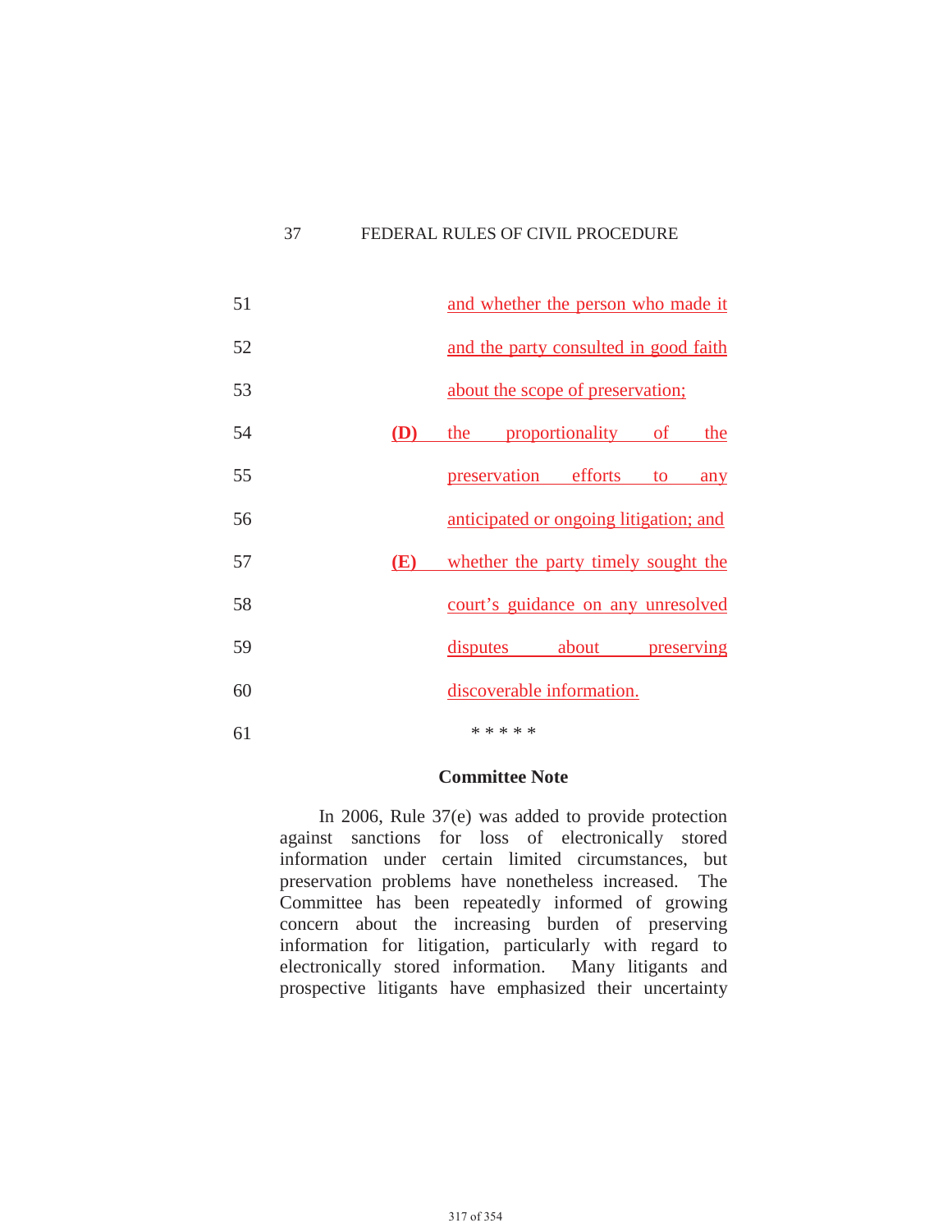51 and whether the person who made it

52 and the party consulted in good faith

53 about the scope of preservation;

54 **(D)** the proportionality of the

55 preservation efforts to any

56 anticipated or ongoing litigation; and

57 **(E)** whether the party timely sought the

58 court's guidance on any unresolved

59 disputes about preserving

60 discoverable information.

61 \* \* \* \* \*

**Committee Note**

In 2006, Rule 37(e) was added to provide protection against sanctions for loss of electronically stored information under certain limited circumstances, but preservation problems have nonetheless increased. The Committee has been repeatedly informed of growing concern about the increasing burden of preserving information for litigation, particularly with regard to electronically stored information. Many litigants and prospective litigants have emphasized their uncertainty